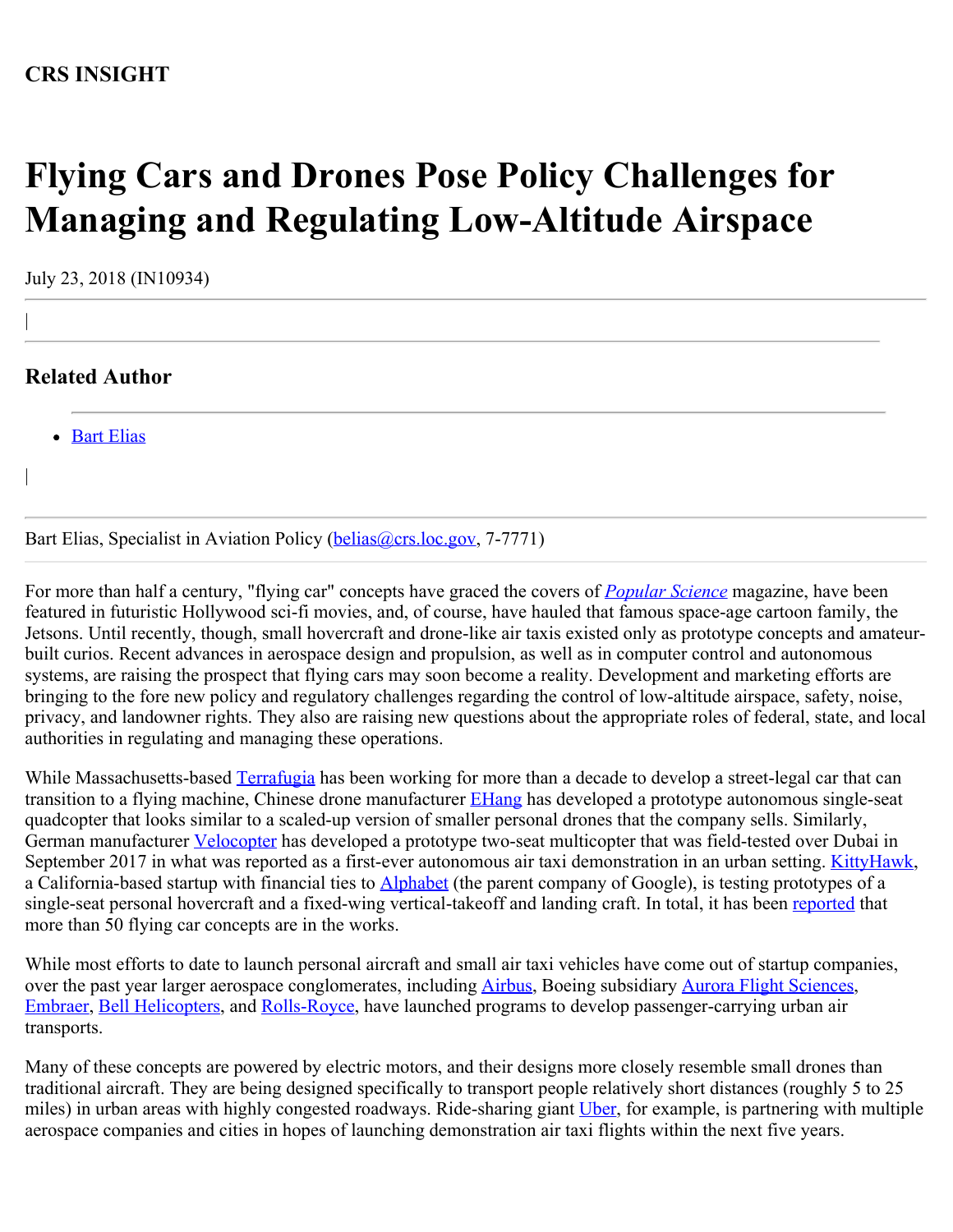**CRS INSIGHT**

# Flying Cars and Drones Pose Policy Challenges for Managing and Regulating Low-Altitude Airspace

July 23, 2018 (IN10934)

## Related Author

- Bart Elias

Bart Elias, Specialist in Aviation Policy (belias@crs.loc.gov, 7-7771)

For more than half a century, "flying car" concepts have graced the covers of *Popular Science* magazine, have been featured in futuristic Hollywood sci-fi movies, and, of course, have hauled that famous space-age cartoon family, the Jetsons. Until recently, though, small hovercraft and drone-like air taxis existed only as prototype concepts and amateur-built curios. Recent advances in aerospace design and propulsion, as well as in computer control and autonomous systems, are raising the prospect that flying cars may soon become a reality. Development and marketing efforts are bringing to the fore new policy and regulatory challenges regarding the control of low-altitude airspace, safety, noise, privacy, and landowner rights. They also are raising new questions about the appropriate roles of federal, state, and local authorities in regulating and managing these operations.

While Massachusetts-based Terrafugia has been working for more than a decade to develop a street-legal car that can transition to a flying machine, Chinese drone manufacturer EHang has developed a prototype autonomous single-seat quadcopter that looks similar to a scaled-up version of smaller personal drones that the company sells. Similarly, German manufacturer Velocopter has developed a prototype two-seat multicopter that was field-tested over Dubai in September 2017 in what was reported as a first-ever autonomous air taxi demonstration in an urban setting. KittyHawk, a California-based startup with financial ties to Alphabet (the parent company of Google), is testing prototypes of a single-seat personal hovercraft and a fixed-wing vertical-takeoff and landing craft. In total, it has been reported that more than 50 flying car concepts are in the works.

While most efforts to date to launch personal aircraft and small air taxi vehicles have come out of startup companies, over the past year larger aerospace conglomerates, including Airbus, Boeing subsidiary Aurora Flight Sciences, Embraer, Bell Helicopters, and Rolls-Royce, have launched programs to develop passenger-carrying urban air transports.

Many of these concepts are powered by electric motors, and their designs more closely resemble small drones than traditional aircraft. They are being designed specifically to transport people relatively short distances (roughly 5 to 25 miles) in urban areas with highly congested roadways. Ride-sharing giant Uber, for example, is partnering with multiple aerospace companies and cities in hopes of launching demonstration air taxi flights within the next five years.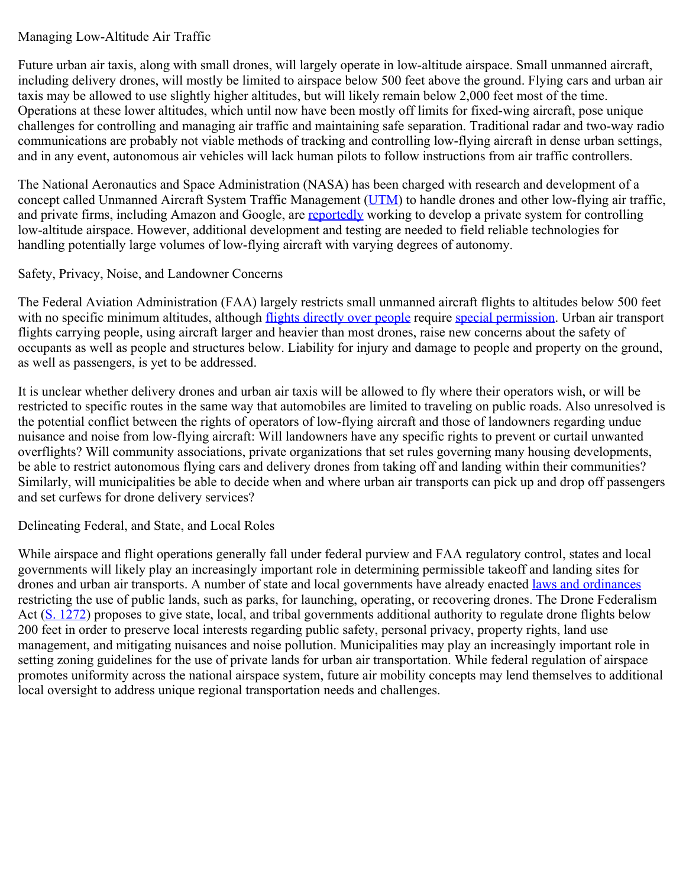## Managing Low-Altitude Air Traffic

Future urban air taxis, along with small drones, will largely operate in low-altitude airspace. Small unmanned aircraft, including delivery drones, will mostly be limited to airspace below 500 feet above the ground. Flying cars and urban air taxis may be allowed to use slightly higher altitudes, but will likely remain below 2,000 feet most of the time. Operations at these lower altitudes, which until now have been mostly off limits for fixed-wing aircraft, pose unique challenges for controlling and managing air traffic and maintaining safe separation. Traditional radar and two-way radio communications are probably not viable methods of tracking and controlling low-flying aircraft in dense urban settings, and in any event, autonomous air vehicles will lack human pilots to follow instructions from air traffic controllers.

The National Aeronautics and Space Administration (NASA) has been charged with research and development of a concept called Unmanned Aircraft System Traffic Management (UTM) to handle drones and other low-flying air traffic, and private firms, including Amazon and Google, are reportedly working to develop a private system for controlling low-altitude airspace. However, additional development and testing are needed to field reliable technologies for handling potentially large volumes of low-flying aircraft with varying degrees of autonomy.

## Safety, Privacy, Noise, and Landowner Concerns

The Federal Aviation Administration (FAA) largely restricts small unmanned aircraft flights to altitudes below 500 feet with no specific minimum altitudes, although flights directly over people require special permission. Urban air transport flights carrying people, using aircraft larger and heavier than most drones, raise new concerns about the safety of occupants as well as people and structures below. Liability for injury and damage to people and property on the ground, as well as passengers, is yet to be addressed.

It is unclear whether delivery drones and urban air taxis will be allowed to fly where their operators wish, or will be restricted to specific routes in the same way that automobiles are limited to traveling on public roads. Also unresolved is the potential conflict between the rights of operators of low-flying aircraft and those of landowners regarding undue nuisance and noise from low-flying aircraft: Will landowners have any specific rights to prevent or curtail unwanted overflights? Will community associations, private organizations that set rules governing many housing developments, be able to restrict autonomous flying cars and delivery drones from taking off and landing within their communities? Similarly, will municipalities be able to decide when and where urban air transports can pick up and drop off passengers and set curfews for drone delivery services?

## Delineating Federal, and State, and Local Roles

While airspace and flight operations generally fall under federal purview and FAA regulatory control, states and local governments will likely play an increasingly important role in determining permissible takeoff and landing sites for drones and urban air transports. A number of state and local governments have already enacted laws and ordinances restricting the use of public lands, such as parks, for launching, operating, or recovering drones. The Drone Federalism Act (S. 1272) proposes to give state, local, and tribal governments additional authority to regulate drone flights below 200 feet in order to preserve local interests regarding public safety, personal privacy, property rights, land use management, and mitigating nuisances and noise pollution. Municipalities may play an increasingly important role in setting zoning guidelines for the use of private lands for urban air transportation. While federal regulation of airspace promotes uniformity across the national airspace system, future air mobility concepts may lend themselves to additional local oversight to address unique regional transportation needs and challenges.